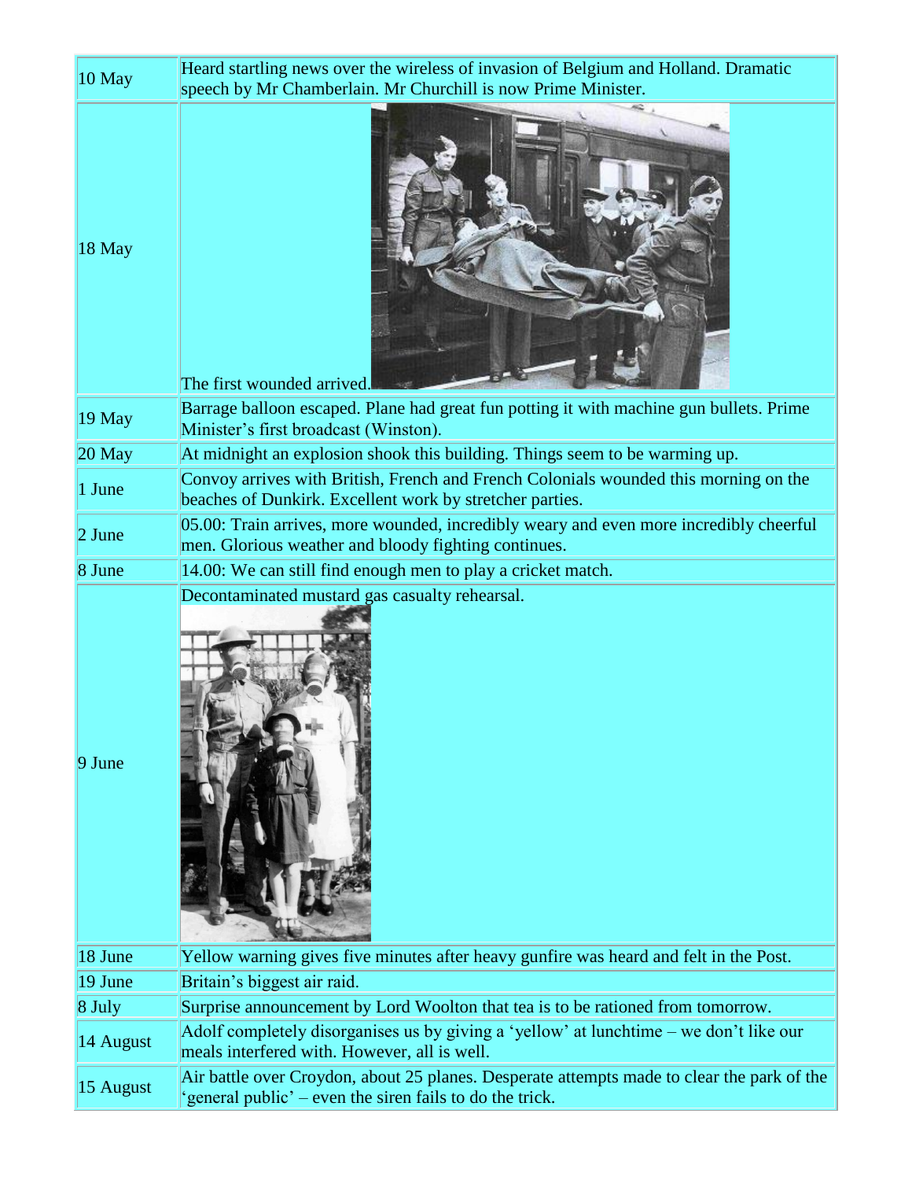| | |
|---|---|
| 10 May | Heard startling news over the wireless of invasion of Belgium and Holland. Dramatic speech by Mr Chamberlain. Mr Churchill is now Prime Minister. |
| 18 May | The first wounded arrived. |
| 19 May | Barrage balloon escaped. Plane had great fun potting it with machine gun bullets. Prime Minister's first broadcast (Winston). |
| 20 May | At midnight an explosion shook this building. Things seem to be warming up. |
| 1 June | Convoy arrives with British, French and French Colonials wounded this morning on the beaches of Dunkirk. Excellent work by stretcher parties. |
| 2 June | 05.00: Train arrives, more wounded, incredibly weary and even more incredibly cheerful men. Glorious weather and bloody fighting continues. |
| 8 June | 14.00: We can still find enough men to play a cricket match. |
| 9 June | Decontaminated mustard gas casualty rehearsal. |
| 18 June | Yellow warning gives five minutes after heavy gunfire was heard and felt in the Post. |
| 19 June | Britain's biggest air raid. |
| 8 July | Surprise announcement by Lord Woolton that tea is to be rationed from tomorrow. |
| 14 August | Adolf completely disorganises us by giving a 'yellow' at lunchtime – we don't like our meals interfered with. However, all is well. |
| 15 August | Air battle over Croydon, about 25 planes. Desperate attempts made to clear the park of the 'general public' – even the siren fails to do the trick. |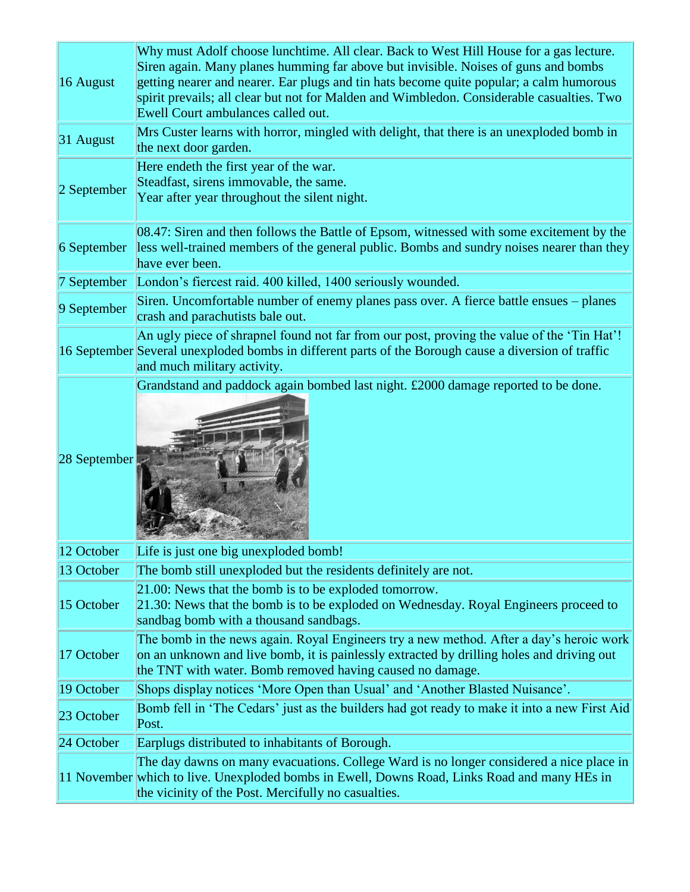| | |
|---|---|
| 16 August | Why must Adolf choose lunchtime. All clear. Back to West Hill House for a gas lecture. Siren again. Many planes humming far above but invisible. Noises of guns and bombs getting nearer and nearer. Ear plugs and tin hats become quite popular; a calm humorous spirit prevails; all clear but not for Malden and Wimbledon. Considerable casualties. Two Ewell Court ambulances called out. |
| 31 August | Mrs Custer learns with horror, mingled with delight, that there is an unexploded bomb in the next door garden. |
| 2 September | Here endeth the first year of the war.<br>Steadfast, sirens immovable, the same.<br>Year after year throughout the silent night. |
| 6 September | 08.47: Siren and then follows the Battle of Epsom, witnessed with some excitement by the less well-trained members of the general public. Bombs and sundry noises nearer than they have ever been. |
| 7 September | London's fiercest raid. 400 killed, 1400 seriously wounded. |
| 9 September | Siren. Uncomfortable number of enemy planes pass over. A fierce battle ensues – planes crash and parachutists bale out. |
| 16 September | An ugly piece of shrapnel found not far from our post, proving the value of the 'Tin Hat'! Several unexploded bombs in different parts of the Borough cause a diversion of traffic and much military activity. |
| 28 September | Grandstand and paddock again bombed last night. £2000 damage reported to be done. |
| 12 October | Life is just one big unexploded bomb! |
| 13 October | The bomb still unexploded but the residents definitely are not. |
| 15 October | 21.00: News that the bomb is to be exploded tomorrow.<br>21.30: News that the bomb is to be exploded on Wednesday. Royal Engineers proceed to sandbag bomb with a thousand sandbags. |
| 17 October | The bomb in the news again. Royal Engineers try a new method. After a day's heroic work on an unknown and live bomb, it is painlessly extracted by drilling holes and driving out the TNT with water. Bomb removed having caused no damage. |
| 19 October | Shops display notices 'More Open than Usual' and 'Another Blasted Nuisance'. |
| 23 October | Bomb fell in 'The Cedars' just as the builders had got ready to make it into a new First Aid Post. |
| 24 October | Earplugs distributed to inhabitants of Borough. |
| 11 November | The day dawns on many evacuations. College Ward is no longer considered a nice place in which to live. Unexploded bombs in Ewell, Downs Road, Links Road and many HEs in the vicinity of the Post. Mercifully no casualties. |